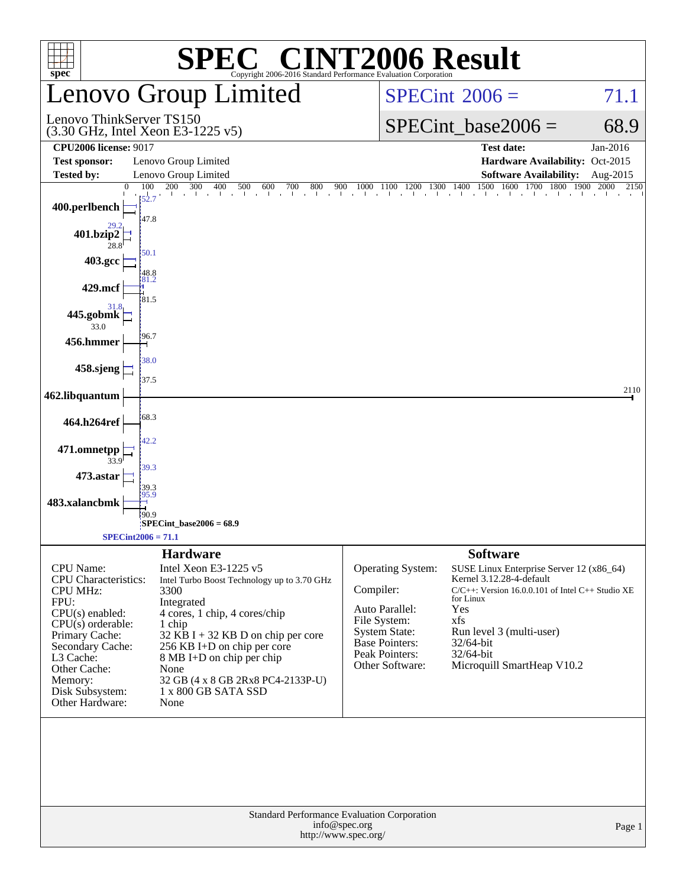# SPEC® CINT2006 Result

Copyright 2006-2016 Standard Performance Evaluation Corporation

## Lenovo Group Limited

Lenovo ThinkServer TS150
(3.30 GHz, Intel Xeon E3-1225 v5)

SPECint_2006 = 71.1

SPECint_base2006 = 68.9

| | | | |
|---|---|---|---|
| **CPU2006 license:** 9017 | | **Test date:** | Jan-2016 |
| **Test sponsor:** | Lenovo Group Limited | **Hardware Availability:** | Oct-2015 |
| **Tested by:** | Lenovo Group Limited | **Software Availability:** | Aug-2015 |

0 100 200 300 400 500 600 700 800 900 1000 1100 1200 1300 1400 1500 1600 1700 1800 1900 2000 2150

400.perlbench 52.7 47.8
401.bzip2 29.2 28.8
403.gcc 50.1 48.8
429.mcf 81.2 81.5
445.gobmk 31.8 33.0
456.hmmer 96.7
458.sjeng 38.0 37.5
462.libquantum 2110
464.h264ref 68.3
471.omnetpp 42.2 33.9
473.astar 39.3 39.3
483.xalancbmk 95.9 90.9

SPECint_base2006 = 68.9
SPECint2006 = 71.1

### Hardware

| | |
|---|---|
| CPU Name: | Intel Xeon E3-1225 v5 |
| CPU Characteristics: | Intel Turbo Boost Technology up to 3.70 GHz |
| CPU MHz: | 3300 |
| FPU: | Integrated |
| CPU(s) enabled: | 4 cores, 1 chip, 4 cores/chip |
| CPU(s) orderable: | 1 chip |
| Primary Cache: | 32 KB I + 32 KB D on chip per core |
| Secondary Cache: | 256 KB I+D on chip per core |
| L3 Cache: | 8 MB I+D on chip per chip |
| Other Cache: | None |
| Memory: | 32 GB (4 x 8 GB 2Rx8 PC4-2133P-U) |
| Disk Subsystem: | 1 x 800 GB SATA SSD |
| Other Hardware: | None |

### Software

| | |
|---|---|
| Operating System: | SUSE Linux Enterprise Server 12 (x86_64) Kernel 3.12.28-4-default |
| Compiler: | C/C++: Version 16.0.0.101 of Intel C++ Studio XE for Linux |
| Auto Parallel: | Yes |
| File System: | xfs |
| System State: | Run level 3 (multi-user) |
| Base Pointers: | 32/64-bit |
| Peak Pointers: | 32/64-bit |
| Other Software: | Microquill SmartHeap V10.2 |

Standard Performance Evaluation Corporation
info@spec.org
http://www.spec.org/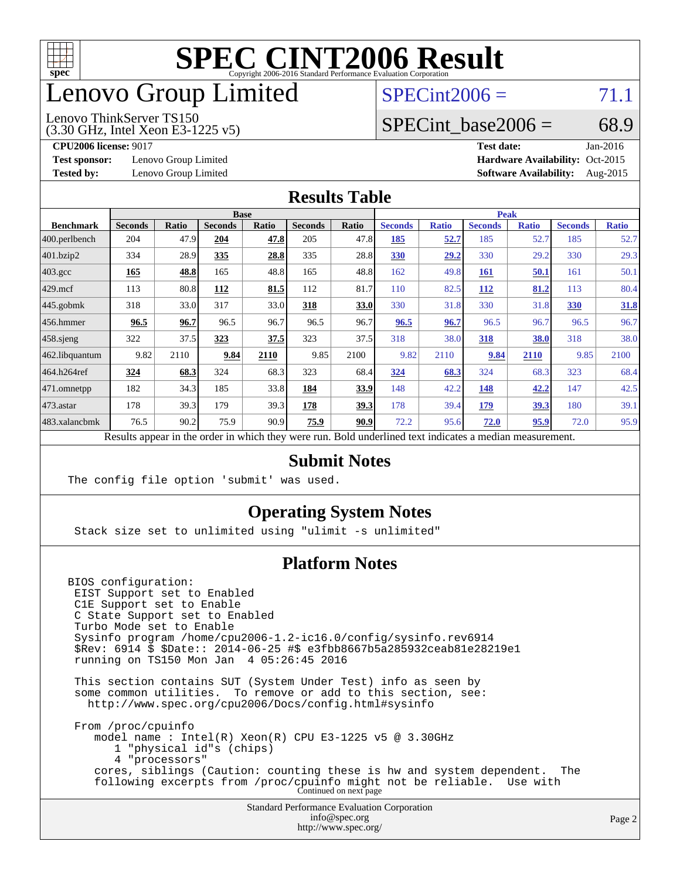# SPEC CINT2006 Result

Copyright 2006-2016 Standard Performance Evaluation Corporation

# Lenovo Group Limited

Lenovo ThinkServer TS150
(3.30 GHz, Intel Xeon E3-1225 v5)

SPECint2006 = 71.1

SPECint_base2006 = 68.9

**CPU2006 license:** 9017
**Test sponsor:** Lenovo Group Limited
**Tested by:** Lenovo Group Limited

**Test date:** Jan-2016
**Hardware Availability:** Oct-2015
**Software Availability:** Aug-2015

## Results Table

| | Base | | | | | | Peak | | | | | |
|---|---|---|---|---|---|---|---|---|---|---|---|---|
| **Benchmark** | **Seconds** | **Ratio** | **Seconds** | **Ratio** | **Seconds** | **Ratio** | **Seconds** | **Ratio** | **Seconds** | **Ratio** | **Seconds** | **Ratio** |
| 400.perlbench | 204 | 47.9 | **204** | **47.8** | 205 | 47.8 | **185** | **52.7** | 185 | 52.7 | 185 | 52.7 |
| 401.bzip2 | 334 | 28.9 | **335** | **28.8** | 335 | 28.8 | **330** | **29.2** | 330 | 29.2 | 330 | 29.3 |
| 403.gcc | **165** | **48.8** | 165 | 48.8 | 165 | 48.8 | 162 | 49.8 | **161** | **50.1** | 161 | 50.1 |
| 429.mcf | 113 | 80.8 | **112** | **81.5** | 112 | 81.7 | 110 | 82.5 | **112** | **81.2** | 113 | 80.4 |
| 445.gobmk | 318 | 33.0 | 317 | 33.0 | **318** | **33.0** | 330 | 31.8 | 330 | 31.8 | **330** | **31.8** |
| 456.hmmer | **96.5** | **96.7** | 96.5 | 96.7 | 96.5 | 96.7 | **96.5** | **96.7** | 96.5 | 96.7 | 96.5 | 96.7 |
| 458.sjeng | 322 | 37.5 | **323** | **37.5** | 323 | 37.5 | 318 | 38.0 | **318** | **38.0** | 318 | 38.0 |
| 462.libquantum | 9.82 | 2110 | **9.84** | **2110** | 9.85 | 2100 | 9.82 | 2110 | **9.84** | **2110** | 9.85 | 2100 |
| 464.h264ref | **324** | **68.3** | 324 | 68.3 | 323 | 68.4 | **324** | **68.3** | 324 | 68.3 | 323 | 68.4 |
| 471.omnetpp | 182 | 34.3 | 185 | 33.8 | **184** | **33.9** | 148 | 42.2 | **148** | **42.2** | 147 | 42.5 |
| 473.astar | 178 | 39.3 | 179 | 39.3 | **178** | **39.3** | 178 | 39.4 | **179** | **39.3** | 180 | 39.1 |
| 483.xalancbmk | 76.5 | 90.2 | 75.9 | 90.9 | **75.9** | **90.9** | 72.2 | 95.6 | **72.0** | **95.9** | 72.0 | 95.9 |

Results appear in the order in which they were run. Bold underlined text indicates a median measurement.

## Submit Notes

```
The config file option 'submit' was used.
```

## Operating System Notes

```
Stack size set to unlimited using "ulimit -s unlimited"
```

## Platform Notes

```
BIOS configuration:
 EIST Support set to Enabled
 C1E Support set to Enable
 C State Support set to Enabled
 Turbo Mode set to Enable
 Sysinfo program /home/cpu2006-1.2-ic16.0/config/sysinfo.rev6914
 $Rev: 6914 $ $Date:: 2014-06-25 #$ e3fbb8667b5a285932ceab81e28219e1
 running on TS150 Mon Jan  4 05:26:45 2016

 This section contains SUT (System Under Test) info as seen by
 some common utilities.  To remove or add to this section, see:
   http://www.spec.org/cpu2006/Docs/config.html#sysinfo

 From /proc/cpuinfo
    model name : Intel(R) Xeon(R) CPU E3-1225 v5 @ 3.30GHz
       1 "physical id"s (chips)
       4 "processors"
    cores, siblings (Caution: counting these is hw and system dependent.  The
    following excerpts from /proc/cpuinfo might not be reliable.  Use with
```

Continued on next page

Standard Performance Evaluation Corporation
info@spec.org
http://www.spec.org/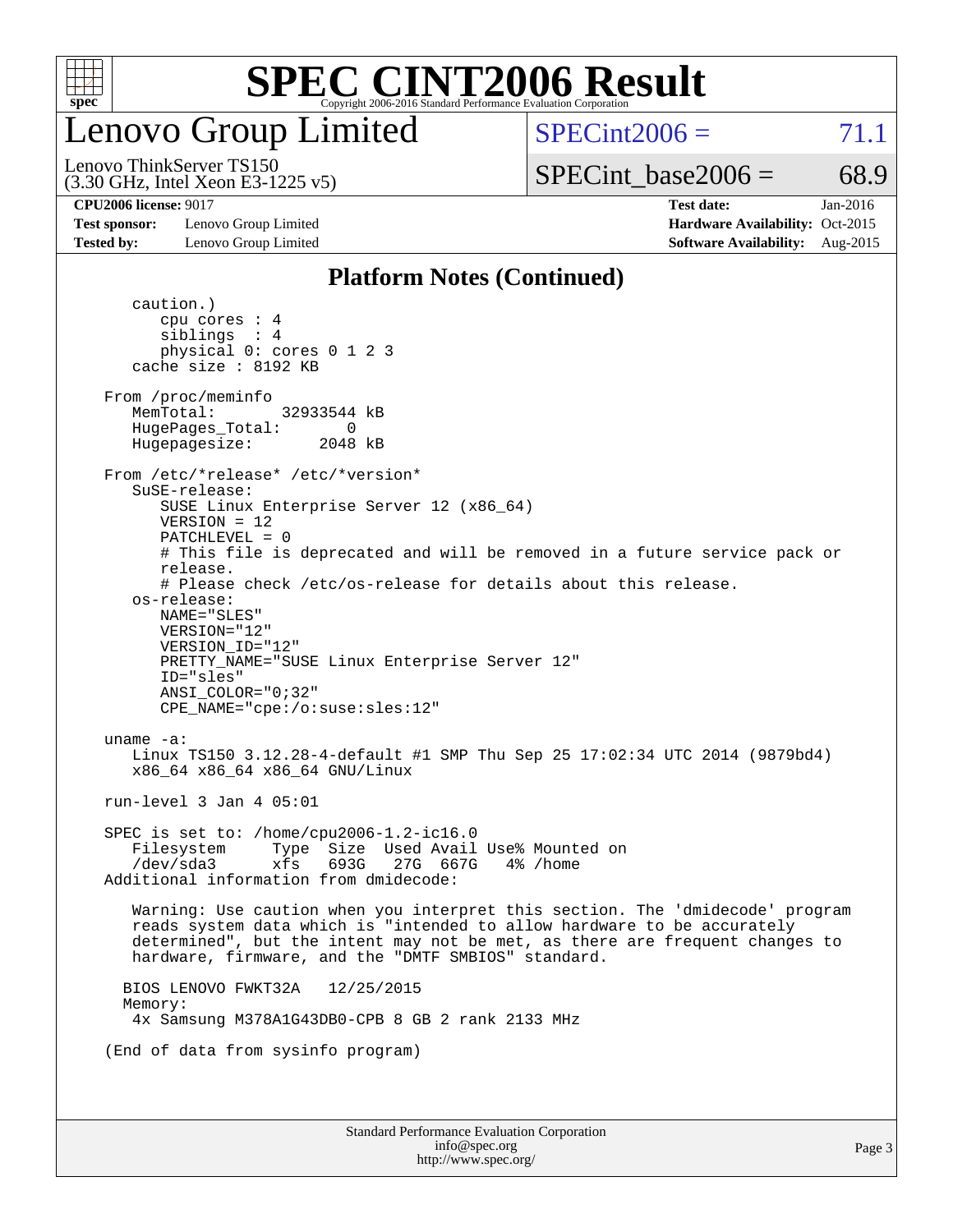# SPEC CINT2006 Result

Copyright 2006-2016 Standard Performance Evaluation Corporation

## Lenovo Group Limited

Lenovo ThinkServer TS150
(3.30 GHz, Intel Xeon E3-1225 v5)

SPECint2006 = 71.1

SPECint_base2006 = 68.9

**CPU2006 license:** 9017
**Test sponsor:** Lenovo Group Limited
**Tested by:** Lenovo Group Limited

**Test date:** Jan-2016
**Hardware Availability:** Oct-2015
**Software Availability:** Aug-2015

### Platform Notes (Continued)

```
      caution.)
         cpu cores : 4
         siblings  : 4
         physical 0: cores 0 1 2 3
      cache size : 8192 KB

   From /proc/meminfo
      MemTotal:       32933544 kB
      HugePages_Total:       0
      Hugepagesize:       2048 kB

   From /etc/*release* /etc/*version*
      SuSE-release:
         SUSE Linux Enterprise Server 12 (x86_64)
         VERSION = 12
         PATCHLEVEL = 0
         # This file is deprecated and will be removed in a future service pack or
         release.
         # Please check /etc/os-release for details about this release.
      os-release:
         NAME="SLES"
         VERSION="12"
         VERSION_ID="12"
         PRETTY_NAME="SUSE Linux Enterprise Server 12"
         ID="sles"
         ANSI_COLOR="0;32"
         CPE_NAME="cpe:/o:suse:sles:12"

   uname -a:
      Linux TS150 3.12.28-4-default #1 SMP Thu Sep 25 17:02:34 UTC 2014 (9879bd4)
      x86_64 x86_64 x86_64 GNU/Linux

   run-level 3 Jan 4 05:01

   SPEC is set to: /home/cpu2006-1.2-ic16.0
      Filesystem     Type  Size  Used Avail Use% Mounted on
      /dev/sda3      xfs   693G   27G  667G   4% /home
   Additional information from dmidecode:

      Warning: Use caution when you interpret this section. The 'dmidecode' program
      reads system data which is "intended to allow hardware to be accurately
      determined", but the intent may not be met, as there are frequent changes to
      hardware, firmware, and the "DMTF SMBIOS" standard.

     BIOS LENOVO FWKT32A   12/25/2015
     Memory:
      4x Samsung M378A1G43DB0-CPB 8 GB 2 rank 2133 MHz

   (End of data from sysinfo program)
```

Standard Performance Evaluation Corporation
info@spec.org
http://www.spec.org/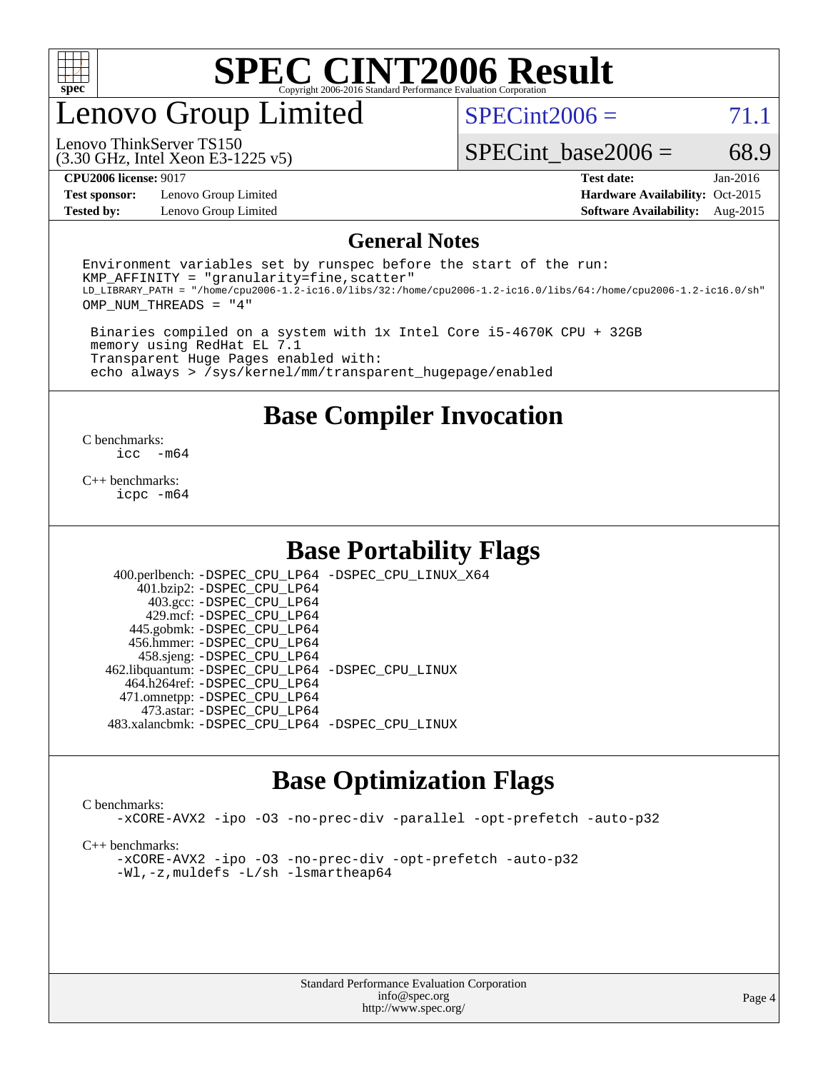# SPEC CINT2006 Result

Copyright 2006-2016 Standard Performance Evaluation Corporation

# Lenovo Group Limited

Lenovo ThinkServer TS150
(3.30 GHz, Intel Xeon E3-1225 v5)

SPECint2006 = 71.1

SPECint_base2006 = 68.9

| | | | |
|---|---|---|---|
| **CPU2006 license:** 9017 | | **Test date:** | Jan-2016 |
| **Test sponsor:** | Lenovo Group Limited | **Hardware Availability:** | Oct-2015 |
| **Tested by:** | Lenovo Group Limited | **Software Availability:** | Aug-2015 |

## General Notes

```
Environment variables set by runspec before the start of the run:
KMP_AFFINITY = "granularity=fine,scatter"
LD_LIBRARY_PATH = "/home/cpu2006-1.2-ic16.0/libs/32:/home/cpu2006-1.2-ic16.0/libs/64:/home/cpu2006-1.2-ic16.0/sh"
OMP_NUM_THREADS = "4"

 Binaries compiled on a system with 1x Intel Core i5-4670K CPU + 32GB
 memory using RedHat EL 7.1
 Transparent Huge Pages enabled with:
 echo always > /sys/kernel/mm/transparent_hugepage/enabled
```

## Base Compiler Invocation

C benchmarks:
```
icc -m64
```

C++ benchmarks:
```
icpc -m64
```

## Base Portability Flags

| | |
|---|---|
| 400.perlbench: | -DSPEC_CPU_LP64 -DSPEC_CPU_LINUX_X64 |
| 401.bzip2: | -DSPEC_CPU_LP64 |
| 403.gcc: | -DSPEC_CPU_LP64 |
| 429.mcf: | -DSPEC_CPU_LP64 |
| 445.gobmk: | -DSPEC_CPU_LP64 |
| 456.hmmer: | -DSPEC_CPU_LP64 |
| 458.sjeng: | -DSPEC_CPU_LP64 |
| 462.libquantum: | -DSPEC_CPU_LP64 -DSPEC_CPU_LINUX |
| 464.h264ref: | -DSPEC_CPU_LP64 |
| 471.omnetpp: | -DSPEC_CPU_LP64 |
| 473.astar: | -DSPEC_CPU_LP64 |
| 483.xalancbmk: | -DSPEC_CPU_LP64 -DSPEC_CPU_LINUX |

## Base Optimization Flags

C benchmarks:
```
-xCORE-AVX2 -ipo -O3 -no-prec-div -parallel -opt-prefetch -auto-p32
```

C++ benchmarks:
```
-xCORE-AVX2 -ipo -O3 -no-prec-div -opt-prefetch -auto-p32
-Wl,-z,muldefs -L/sh -lsmartheap64
```

Standard Performance Evaluation Corporation
info@spec.org
http://www.spec.org/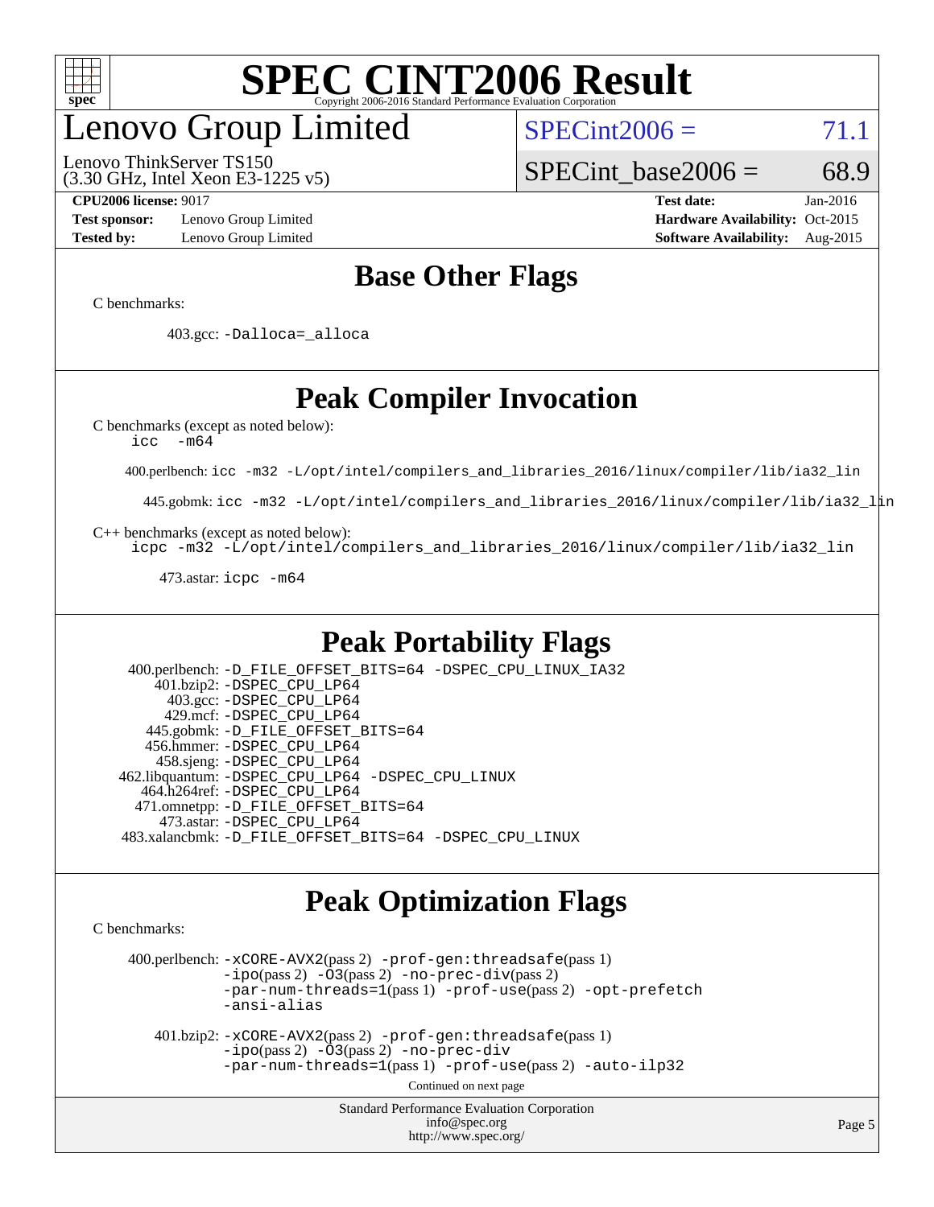# SPEC CINT2006 Result

Copyright 2006-2016 Standard Performance Evaluation Corporation

## Lenovo Group Limited

Lenovo ThinkServer TS150
(3.30 GHz, Intel Xeon E3-1225 v5)

SPECint2006 = 71.1

SPECint_base2006 = 68.9

**CPU2006 license:** 9017
**Test sponsor:** Lenovo Group Limited
**Tested by:** Lenovo Group Limited

**Test date:** Jan-2016
**Hardware Availability:** Oct-2015
**Software Availability:** Aug-2015

## Base Other Flags

C benchmarks:

403.gcc: -Dalloca=_alloca

## Peak Compiler Invocation

C benchmarks (except as noted below):
icc -m64

400.perlbench: icc -m32 -L/opt/intel/compilers_and_libraries_2016/linux/compiler/lib/ia32_lin

445.gobmk: icc -m32 -L/opt/intel/compilers_and_libraries_2016/linux/compiler/lib/ia32_lin

C++ benchmarks (except as noted below):
icpc -m32 -L/opt/intel/compilers_and_libraries_2016/linux/compiler/lib/ia32_lin

473.astar: icpc -m64

## Peak Portability Flags

400.perlbench: -D_FILE_OFFSET_BITS=64 -DSPEC_CPU_LINUX_IA32
401.bzip2: -DSPEC_CPU_LP64
403.gcc: -DSPEC_CPU_LP64
429.mcf: -DSPEC_CPU_LP64
445.gobmk: -D_FILE_OFFSET_BITS=64
456.hmmer: -DSPEC_CPU_LP64
458.sjeng: -DSPEC_CPU_LP64
462.libquantum: -DSPEC_CPU_LP64 -DSPEC_CPU_LINUX
464.h264ref: -DSPEC_CPU_LP64
471.omnetpp: -D_FILE_OFFSET_BITS=64
473.astar: -DSPEC_CPU_LP64
483.xalancbmk: -D_FILE_OFFSET_BITS=64 -DSPEC_CPU_LINUX

## Peak Optimization Flags

C benchmarks:

400.perlbench: -xCORE-AVX2(pass 2) -prof-gen:threadsafe(pass 1) -ipo(pass 2) -O3(pass 2) -no-prec-div(pass 2) -par-num-threads=1(pass 1) -prof-use(pass 2) -opt-prefetch -ansi-alias

401.bzip2: -xCORE-AVX2(pass 2) -prof-gen:threadsafe(pass 1) -ipo(pass 2) -O3(pass 2) -no-prec-div -par-num-threads=1(pass 1) -prof-use(pass 2) -auto-ilp32

Continued on next page

Standard Performance Evaluation Corporation
info@spec.org
http://www.spec.org/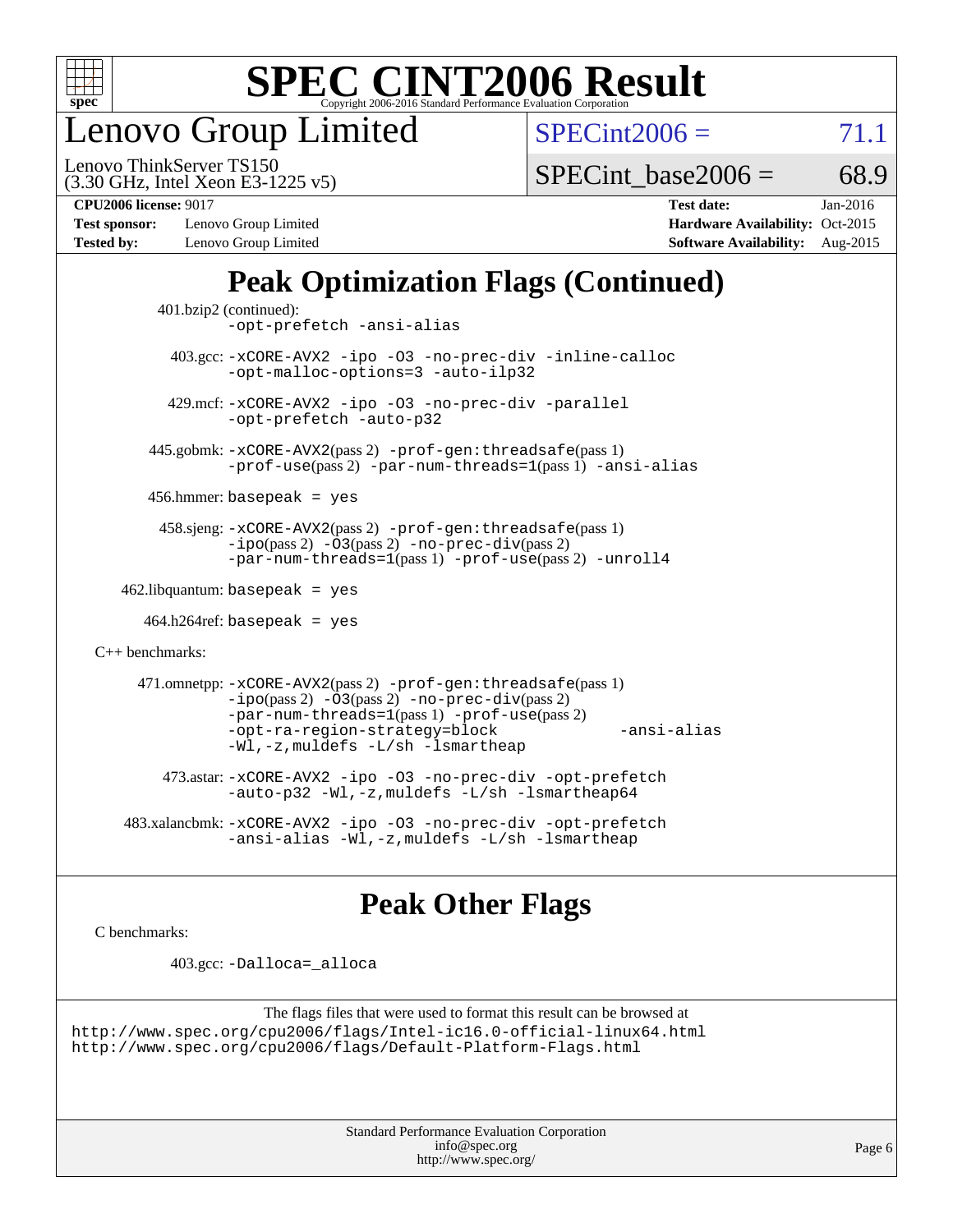# SPEC CINT2006 Result

Copyright 2006-2016 Standard Performance Evaluation Corporation

## Lenovo Group Limited

Lenovo ThinkServer TS150
(3.30 GHz, Intel Xeon E3-1225 v5)

SPECint2006 = 71.1

SPECint_base2006 = 68.9

**CPU2006 license:** 9017
**Test sponsor:** Lenovo Group Limited
**Tested by:** Lenovo Group Limited

**Test date:** Jan-2016
**Hardware Availability:** Oct-2015
**Software Availability:** Aug-2015

## Peak Optimization Flags (Continued)

401.bzip2 (continued):
`-opt-prefetch -ansi-alias`

403.gcc: `-xCORE-AVX2 -ipo -O3 -no-prec-div -inline-calloc -opt-malloc-options=3 -auto-ilp32`

429.mcf: `-xCORE-AVX2 -ipo -O3 -no-prec-div -parallel -opt-prefetch -auto-p32`

445.gobmk: `-xCORE-AVX2`(pass 2) `-prof-gen:threadsafe`(pass 1) `-prof-use`(pass 2) `-par-num-threads=1`(pass 1) `-ansi-alias`

456.hmmer: `basepeak = yes`

458.sjeng: `-xCORE-AVX2`(pass 2) `-prof-gen:threadsafe`(pass 1) `-ipo`(pass 2) `-O3`(pass 2) `-no-prec-div`(pass 2) `-par-num-threads=1`(pass 1) `-prof-use`(pass 2) `-unroll4`

462.libquantum: `basepeak = yes`

464.h264ref: `basepeak = yes`

C++ benchmarks:

471.omnetpp: `-xCORE-AVX2`(pass 2) `-prof-gen:threadsafe`(pass 1) `-ipo`(pass 2) `-O3`(pass 2) `-no-prec-div`(pass 2) `-par-num-threads=1`(pass 1) `-prof-use`(pass 2) `-opt-ra-region-strategy=block -ansi-alias -Wl,-z,muldefs -L/sh -lsmartheap`

473.astar: `-xCORE-AVX2 -ipo -O3 -no-prec-div -opt-prefetch -auto-p32 -Wl,-z,muldefs -L/sh -lsmartheap64`

483.xalancbmk: `-xCORE-AVX2 -ipo -O3 -no-prec-div -opt-prefetch -ansi-alias -Wl,-z,muldefs -L/sh -lsmartheap`

## Peak Other Flags

C benchmarks:

403.gcc: `-Dalloca=_alloca`

The flags files that were used to format this result can be browsed at
http://www.spec.org/cpu2006/flags/Intel-ic16.0-official-linux64.html
http://www.spec.org/cpu2006/flags/Default-Platform-Flags.html

Standard Performance Evaluation Corporation
info@spec.org
http://www.spec.org/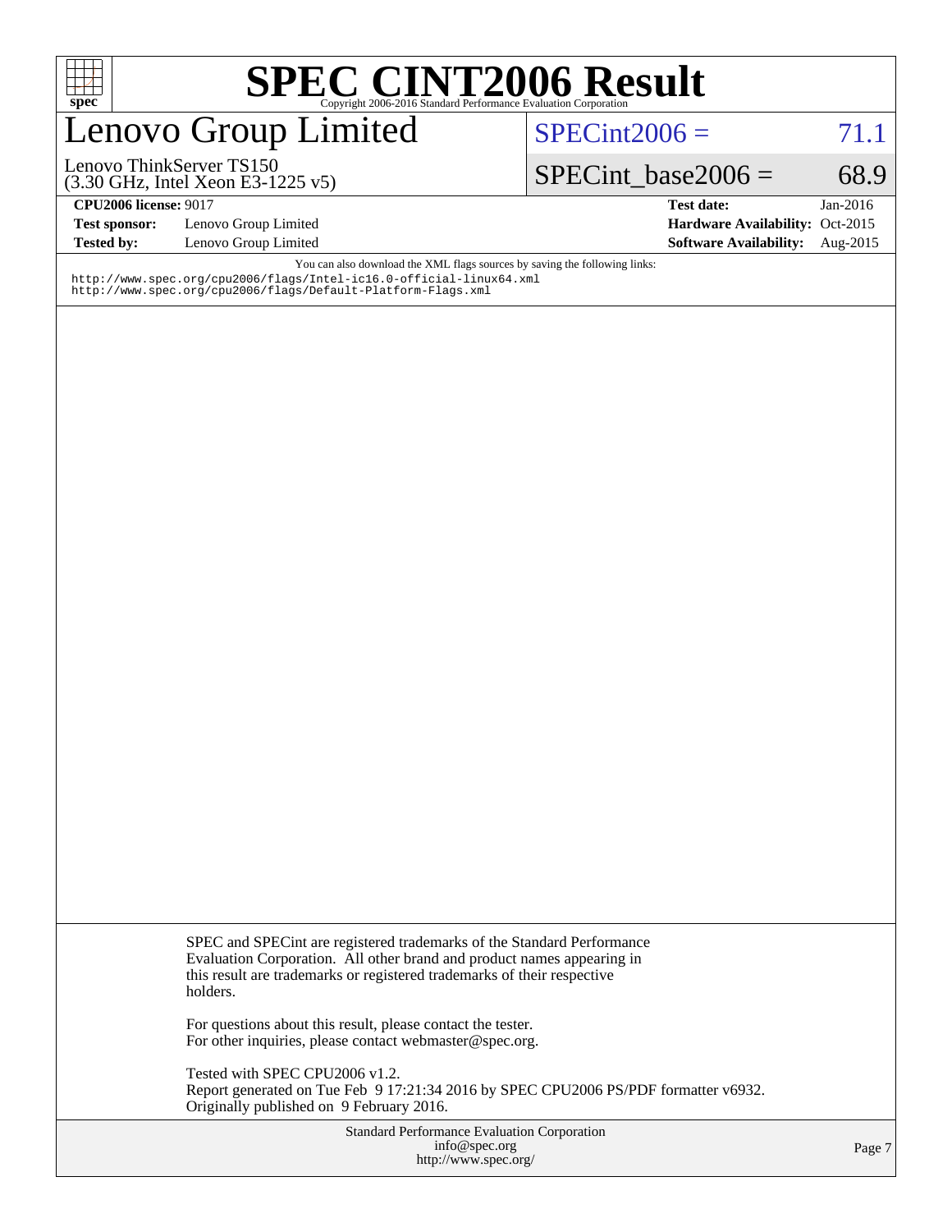# SPEC CINT2006 Result

Copyright 2006-2016 Standard Performance Evaluation Corporation

## Lenovo Group Limited

Lenovo ThinkServer TS150
(3.30 GHz, Intel Xeon E3-1225 v5)

SPECint2006 = 71.1

SPECint_base2006 = 68.9

| | | | |
|---|---|---|---|
| **CPU2006 license:** 9017 | | **Test date:** | Jan-2016 |
| **Test sponsor:** | Lenovo Group Limited | **Hardware Availability:** | Oct-2015 |
| **Tested by:** | Lenovo Group Limited | **Software Availability:** | Aug-2015 |

You can also download the XML flags sources by saving the following links:

```
http://www.spec.org/cpu2006/flags/Intel-ic16.0-official-linux64.xml
http://www.spec.org/cpu2006/flags/Default-Platform-Flags.xml
```

SPEC and SPECint are registered trademarks of the Standard Performance Evaluation Corporation. All other brand and product names appearing in this result are trademarks or registered trademarks of their respective holders.

For questions about this result, please contact the tester.
For other inquiries, please contact webmaster@spec.org.

Tested with SPEC CPU2006 v1.2.
Report generated on Tue Feb 9 17:21:34 2016 by SPEC CPU2006 PS/PDF formatter v6932.
Originally published on 9 February 2016.

Standard Performance Evaluation Corporation
info@spec.org
http://www.spec.org/